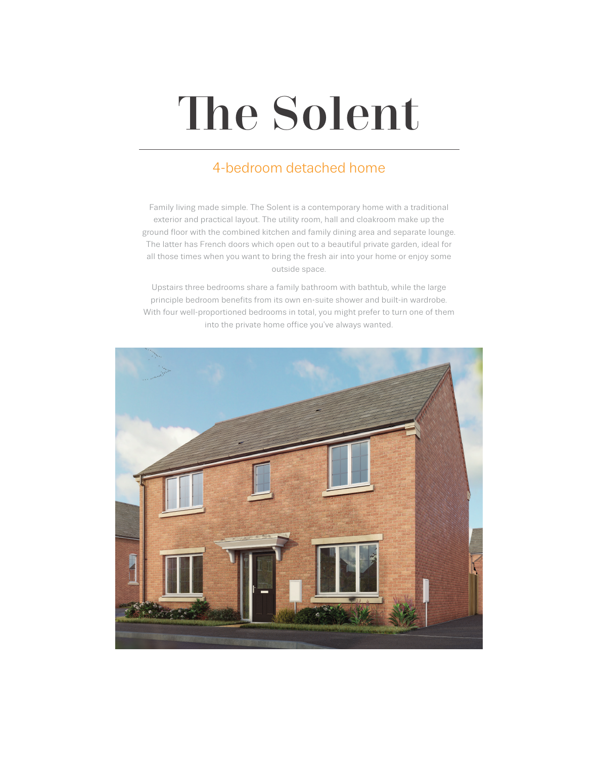# The Solent

## 4-bedroom detached home

Family living made simple. The Solent is a contemporary home with a traditional exterior and practical layout. The utility room, hall and cloakroom make up the ground floor with the combined kitchen and family dining area and separate lounge. The latter has French doors which open out to a beautiful private garden, ideal for all those times when you want to bring the fresh air into your home or enjoy some outside space.

Upstairs three bedrooms share a family bathroom with bathtub, while the large principle bedroom benefits from its own en-suite shower and built-in wardrobe. With four well-proportioned bedrooms in total, you might prefer to turn one of them into the private home office you've always wanted.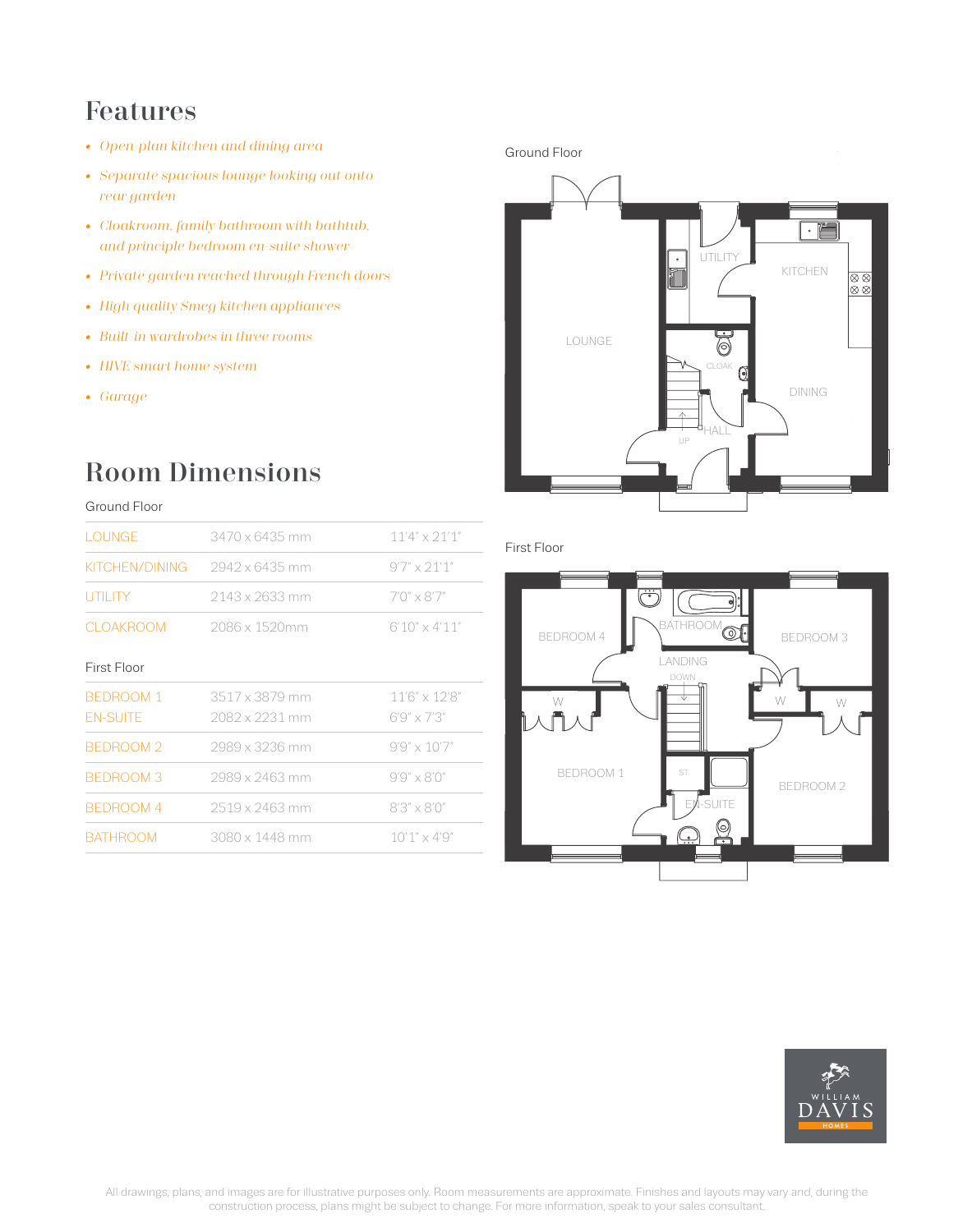# Features

- *Open-plan kitchen and dining area*
- *Separate spacious lounge looking out onto rear garden*
- *Cloakroom, family bathroom with bathtub, and principle bedroom en-suite shower*
- *Private garden reached through French doors*
- *High quality Smeg kitchen appliances*
- *Built-in wardrobes in three rooms*
- *HIVE smart home system*
- *Garage*

# Room Dimensions

Ground Floor

| | | |
|---|---|---|
| LOUNGE | 3470 x 6435 mm | 11'4" x 21'1" |
| KITCHEN/DINING | 2942 x 6435 mm | 9'7" x 21'1" |
| UTILITY | 2143 x 2633 mm | 7'0" x 8'7" |
| CLOAKROOM | 2086 x 1520mm | 6'10" x 4'11" |

First Floor

| | | |
|---|---|---|
| BEDROOM 1 | 3517 x 3879 mm | 11'6" x 12'8" |
| EN-SUITE | 2082 x 2231 mm | 6'9" x 7'3" |
| BEDROOM 2 | 2989 x 3236 mm | 9'9" x 10'7" |
| BEDROOM 3 | 2989 x 2463 mm | 9'9" x 8'0" |
| BEDROOM 4 | 2519 x 2463 mm | 8'3" x 8'0" |
| BATHROOM | 3080 x 1448 mm | 10'1" x 4'9" |

Ground Floor

LOUNGE
UTILITY
KITCHEN
CLOAK
DINING
HALL
UP

First Floor

BEDROOM 4
BATHROOM
BEDROOM 3
LANDING
DOWN
W
W
W
BEDROOM 1
ST
BEDROOM 2
EN-SUITE

WILLIAM DAVIS HOMES

All drawings, plans, and images are for illustrative purposes only. Room measurements are approximate. Finishes and layouts may vary and, during the construction process, plans might be subject to change. For more information, speak to your sales consultant.